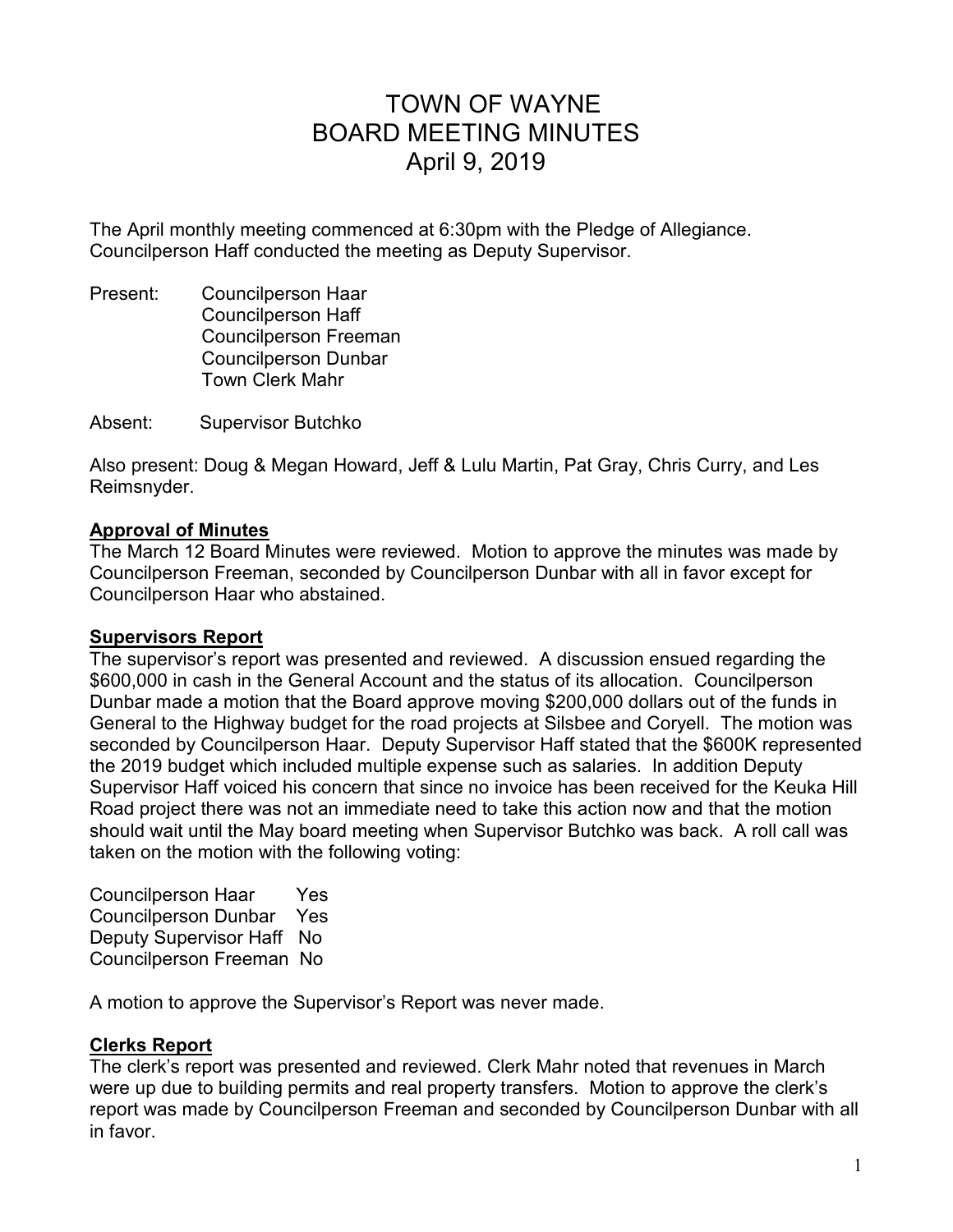# TOWN OF WAYNE
# BOARD MEETING MINUTES
# April 9, 2019

The April monthly meeting commenced at 6:30pm with the Pledge of Allegiance. Councilperson Haff conducted the meeting as Deputy Supervisor.

Present: Councilperson Haar
Councilperson Haff
Councilperson Freeman
Councilperson Dunbar
Town Clerk Mahr

Absent: Supervisor Butchko

Also present: Doug & Megan Howard, Jeff & Lulu Martin, Pat Gray, Chris Curry, and Les Reimsnyder.

**Approval of Minutes**

The March 12 Board Minutes were reviewed. Motion to approve the minutes was made by Councilperson Freeman, seconded by Councilperson Dunbar with all in favor except for Councilperson Haar who abstained.

**Supervisors Report**

The supervisor's report was presented and reviewed. A discussion ensued regarding the $600,000 in cash in the General Account and the status of its allocation. Councilperson Dunbar made a motion that the Board approve moving $200,000 dollars out of the funds in General to the Highway budget for the road projects at Silsbee and Coryell. The motion was seconded by Councilperson Haar. Deputy Supervisor Haff stated that the $600K represented the 2019 budget which included multiple expense such as salaries. In addition Deputy Supervisor Haff voiced his concern that since no invoice has been received for the Keuka Hill Road project there was not an immediate need to take this action now and that the motion should wait until the May board meeting when Supervisor Butchko was back. A roll call was taken on the motion with the following voting:

Councilperson Haar Yes
Councilperson Dunbar Yes
Deputy Supervisor Haff No
Councilperson Freeman No

A motion to approve the Supervisor's Report was never made.

**Clerks Report**

The clerk's report was presented and reviewed. Clerk Mahr noted that revenues in March were up due to building permits and real property transfers. Motion to approve the clerk's report was made by Councilperson Freeman and seconded by Councilperson Dunbar with all in favor.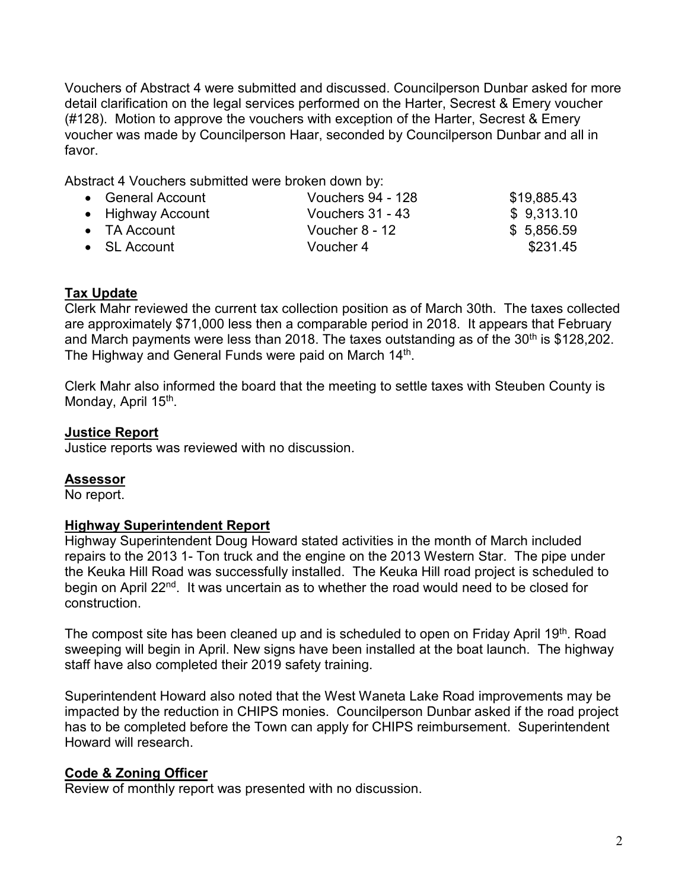Vouchers of Abstract 4 were submitted and discussed. Councilperson Dunbar asked for more detail clarification on the legal services performed on the Harter, Secrest & Emery voucher (#128). Motion to approve the vouchers with exception of the Harter, Secrest & Emery voucher was made by Councilperson Haar, seconded by Councilperson Dunbar and all in favor.

Abstract 4 Vouchers submitted were broken down by:

| | | |
|---|---|---|
| • General Account | Vouchers 94 - 128 | \$19,885.43 |
| • Highway Account | Vouchers 31 - 43 | \$ 9,313.10 |
| • TA Account | Voucher 8 - 12 | \$ 5,856.59 |
| • SL Account | Voucher 4 | \$231.45 |

## Tax Update

Clerk Mahr reviewed the current tax collection position as of March 30th. The taxes collected are approximately \$71,000 less then a comparable period in 2018. It appears that February and March payments were less than 2018. The taxes outstanding as of the 30th is \$128,202. The Highway and General Funds were paid on March 14th.

Clerk Mahr also informed the board that the meeting to settle taxes with Steuben County is Monday, April 15th.

## Justice Report

Justice reports was reviewed with no discussion.

## Assessor

No report.

## Highway Superintendent Report

Highway Superintendent Doug Howard stated activities in the month of March included repairs to the 2013 1- Ton truck and the engine on the 2013 Western Star. The pipe under the Keuka Hill Road was successfully installed. The Keuka Hill road project is scheduled to begin on April 22nd. It was uncertain as to whether the road would need to be closed for construction.

The compost site has been cleaned up and is scheduled to open on Friday April 19th. Road sweeping will begin in April. New signs have been installed at the boat launch. The highway staff have also completed their 2019 safety training.

Superintendent Howard also noted that the West Waneta Lake Road improvements may be impacted by the reduction in CHIPS monies. Councilperson Dunbar asked if the road project has to be completed before the Town can apply for CHIPS reimbursement. Superintendent Howard will research.

## Code & Zoning Officer

Review of monthly report was presented with no discussion.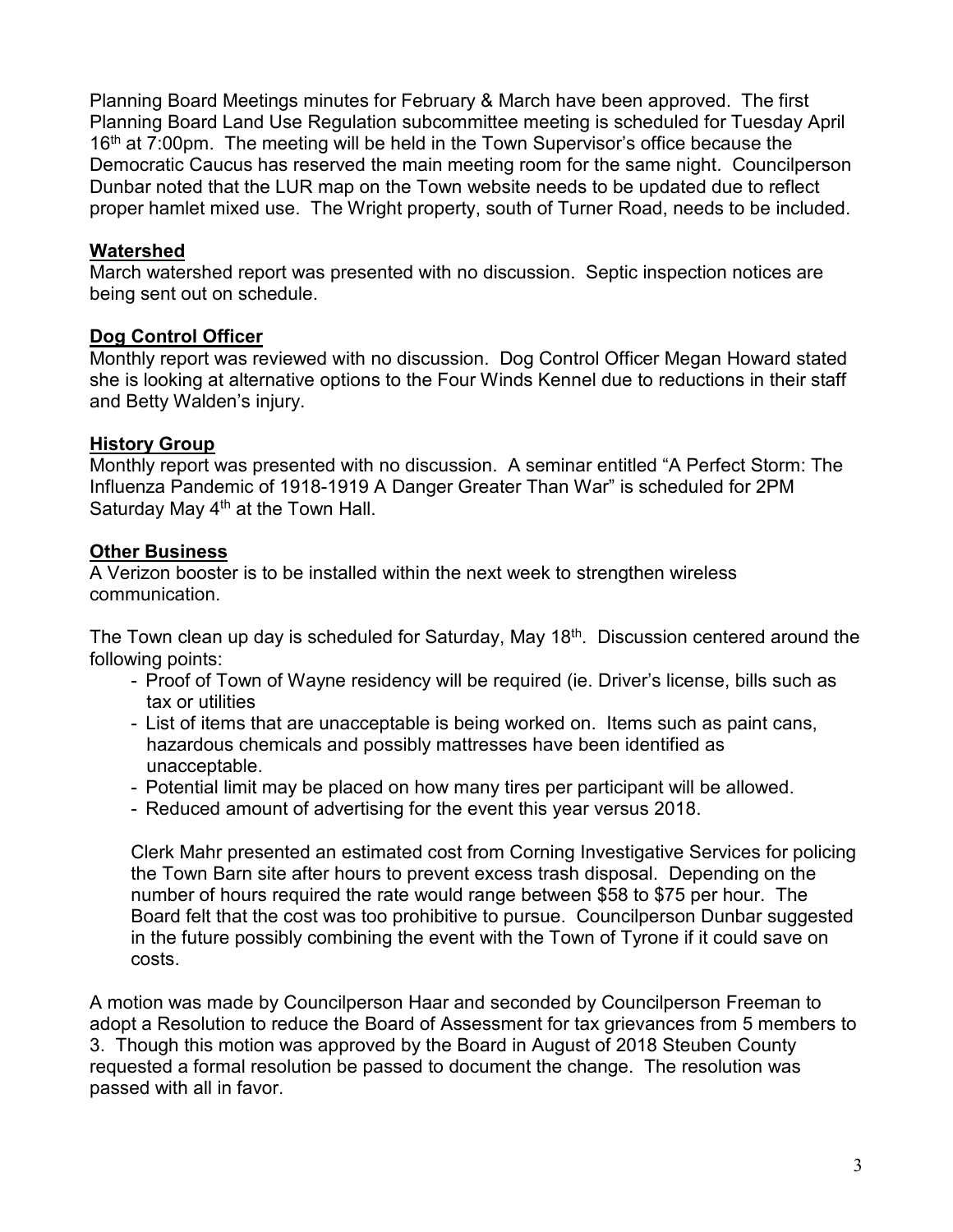Planning Board Meetings minutes for February & March have been approved. The first Planning Board Land Use Regulation subcommittee meeting is scheduled for Tuesday April 16th at 7:00pm. The meeting will be held in the Town Supervisor's office because the Democratic Caucus has reserved the main meeting room for the same night. Councilperson Dunbar noted that the LUR map on the Town website needs to be updated due to reflect proper hamlet mixed use. The Wright property, south of Turner Road, needs to be included.

**Watershed**

March watershed report was presented with no discussion. Septic inspection notices are being sent out on schedule.

**Dog Control Officer**

Monthly report was reviewed with no discussion. Dog Control Officer Megan Howard stated she is looking at alternative options to the Four Winds Kennel due to reductions in their staff and Betty Walden's injury.

**History Group**

Monthly report was presented with no discussion. A seminar entitled "A Perfect Storm: The Influenza Pandemic of 1918-1919 A Danger Greater Than War" is scheduled for 2PM Saturday May 4th at the Town Hall.

**Other Business**

A Verizon booster is to be installed within the next week to strengthen wireless communication.

The Town clean up day is scheduled for Saturday, May 18th. Discussion centered around the following points:

- Proof of Town of Wayne residency will be required (ie. Driver's license, bills such as tax or utilities
- List of items that are unacceptable is being worked on. Items such as paint cans, hazardous chemicals and possibly mattresses have been identified as unacceptable.
- Potential limit may be placed on how many tires per participant will be allowed.
- Reduced amount of advertising for the event this year versus 2018.

Clerk Mahr presented an estimated cost from Corning Investigative Services for policing the Town Barn site after hours to prevent excess trash disposal. Depending on the number of hours required the rate would range between $58 to $75 per hour. The Board felt that the cost was too prohibitive to pursue. Councilperson Dunbar suggested in the future possibly combining the event with the Town of Tyrone if it could save on costs.

A motion was made by Councilperson Haar and seconded by Councilperson Freeman to adopt a Resolution to reduce the Board of Assessment for tax grievances from 5 members to 3. Though this motion was approved by the Board in August of 2018 Steuben County requested a formal resolution be passed to document the change. The resolution was passed with all in favor.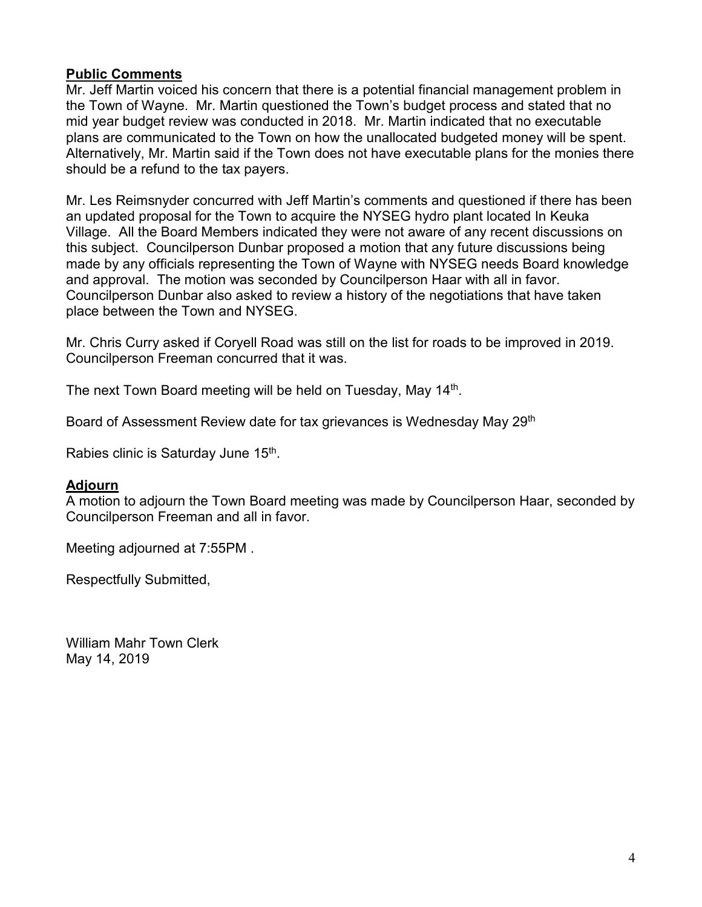**Public Comments**

Mr. Jeff Martin voiced his concern that there is a potential financial management problem in the Town of Wayne. Mr. Martin questioned the Town's budget process and stated that no mid year budget review was conducted in 2018. Mr. Martin indicated that no executable plans are communicated to the Town on how the unallocated budgeted money will be spent. Alternatively, Mr. Martin said if the Town does not have executable plans for the monies there should be a refund to the tax payers.

Mr. Les Reimsnyder concurred with Jeff Martin's comments and questioned if there has been an updated proposal for the Town to acquire the NYSEG hydro plant located In Keuka Village. All the Board Members indicated they were not aware of any recent discussions on this subject. Councilperson Dunbar proposed a motion that any future discussions being made by any officials representing the Town of Wayne with NYSEG needs Board knowledge and approval. The motion was seconded by Councilperson Haar with all in favor. Councilperson Dunbar also asked to review a history of the negotiations that have taken place between the Town and NYSEG.

Mr. Chris Curry asked if Coryell Road was still on the list for roads to be improved in 2019. Councilperson Freeman concurred that it was.

The next Town Board meeting will be held on Tuesday, May 14th.

Board of Assessment Review date for tax grievances is Wednesday May 29th

Rabies clinic is Saturday June 15th.

**Adjourn**

A motion to adjourn the Town Board meeting was made by Councilperson Haar, seconded by Councilperson Freeman and all in favor.

Meeting adjourned at 7:55PM .

Respectfully Submitted,

William Mahr Town Clerk
May 14, 2019